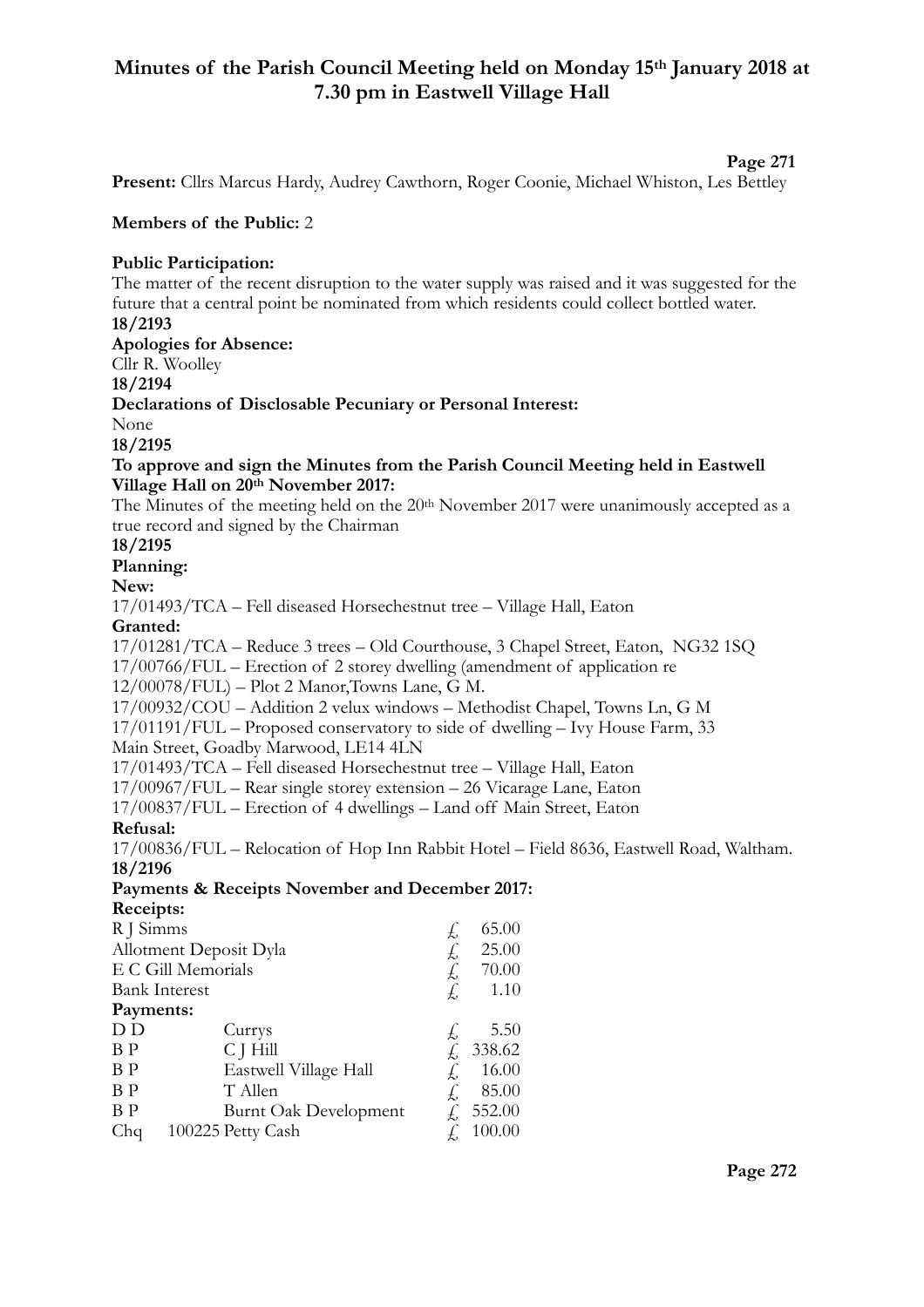# Minutes of the Parish Council Meeting held on Monday 15th January 2018 at 7.30 pm in Eastwell Village Hall

**Page 271**

**Present:** Cllrs Marcus Hardy, Audrey Cawthorn, Roger Coonie, Michael Whiston, Les Bettley

**Members of the Public:** 2

**Public Participation:**

The matter of the recent disruption to the water supply was raised and it was suggested for the future that a central point be nominated from which residents could collect bottled water.

**18/2193**

**Apologies for Absence:**

Cllr R. Woolley

**18/2194**

**Declarations of Disclosable Pecuniary or Personal Interest:**

None

**18/2195**

**To approve and sign the Minutes from the Parish Council Meeting held in Eastwell Village Hall on 20th November 2017:**

The Minutes of the meeting held on the 20th November 2017 were unanimously accepted as a true record and signed by the Chairman

**18/2195**

**Planning:**

**New:**

17/01493/TCA – Fell diseased Horsechestnut tree – Village Hall, Eaton

**Granted:**

17/01281/TCA – Reduce 3 trees – Old Courthouse, 3 Chapel Street, Eaton, NG32 1SQ
17/00766/FUL – Erection of 2 storey dwelling (amendment of application re 12/00078/FUL) – Plot 2 Manor,Towns Lane, G M.
17/00932/COU – Addition 2 velux windows – Methodist Chapel, Towns Ln, G M
17/01191/FUL – Proposed conservatory to side of dwelling – Ivy House Farm, 33 Main Street, Goadby Marwood, LE14 4LN
17/01493/TCA – Fell diseased Horsechestnut tree – Village Hall, Eaton
17/00967/FUL – Rear single storey extension – 26 Vicarage Lane, Eaton
17/00837/FUL – Erection of 4 dwellings – Land off Main Street, Eaton

**Refusal:**

17/00836/FUL – Relocation of Hop Inn Rabbit Hotel – Field 8636, Eastwell Road, Waltham.

**18/2196**

**Payments & Receipts November and December 2017:**

**Receipts:**

| | | |
|---|---|---|
| R J Simms | £ | 65.00 |
| Allotment Deposit Dyla | £ | 25.00 |
| E C Gill Memorials | £ | 70.00 |
| Bank Interest | £ | 1.10 |

**Payments:**

| | | | |
|---|---|---|---|
| D D | Currys | £ | 5.50 |
| B P | C J Hill | £ | 338.62 |
| B P | Eastwell Village Hall | £ | 16.00 |
| B P | T Allen | £ | 85.00 |
| B P | Burnt Oak Development | £ | 552.00 |
| Chq | 100225 Petty Cash | £ | 100.00 |

**Page 272**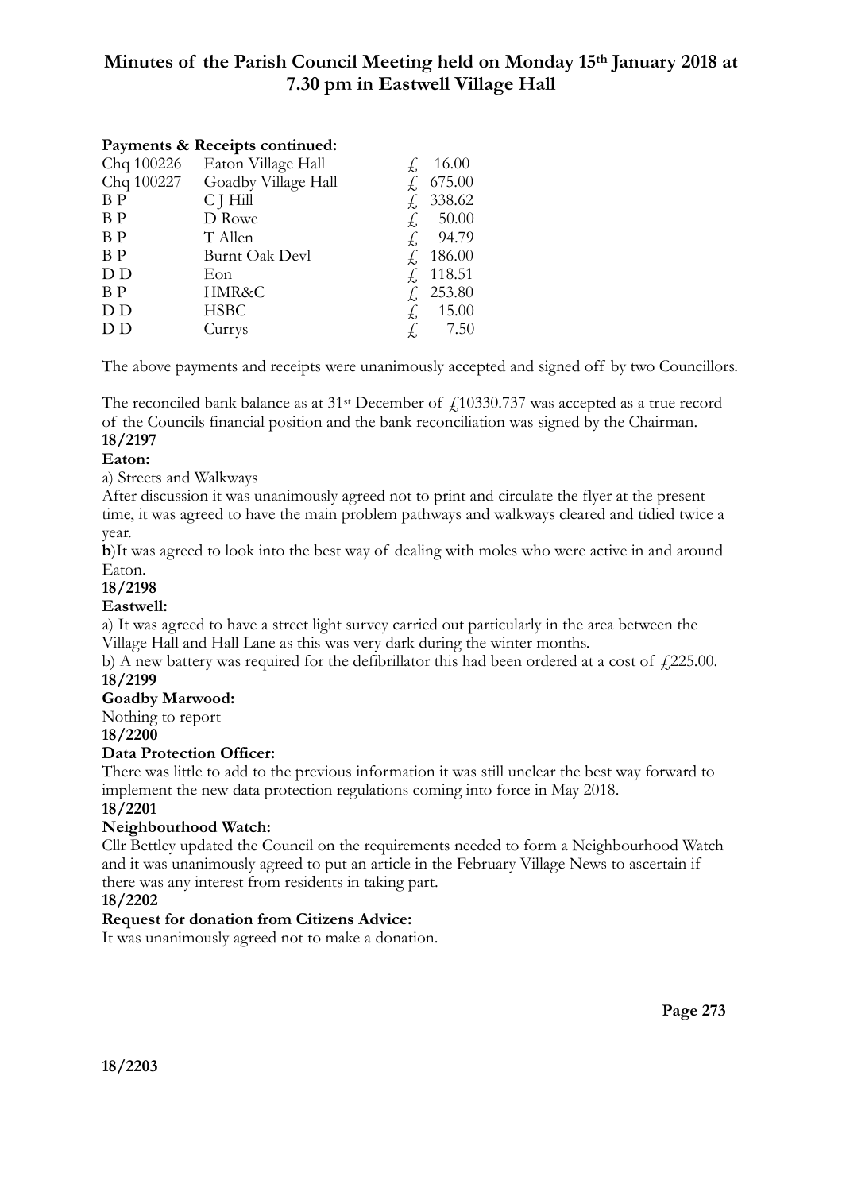# Minutes of the Parish Council Meeting held on Monday 15th January 2018 at 7.30 pm in Eastwell Village Hall

**Payments & Receipts continued:**

| | | |
|---|---|---|
| Chq 100226 | Eaton Village Hall | £ 16.00 |
| Chq 100227 | Goadby Village Hall | £ 675.00 |
| B P | C J Hill | £ 338.62 |
| B P | D Rowe | £ 50.00 |
| B P | T Allen | £ 94.79 |
| B P | Burnt Oak Devl | £ 186.00 |
| D D | Eon | £ 118.51 |
| B P | HMR&C | £ 253.80 |
| D D | HSBC | £ 15.00 |
| D D | Currys | £ 7.50 |

The above payments and receipts were unanimously accepted and signed off by two Councillors.

The reconciled bank balance as at 31st December of £10330.737 was accepted as a true record of the Councils financial position and the bank reconciliation was signed by the Chairman.

**18/2197**

**Eaton:**

a) Streets and Walkways

After discussion it was unanimously agreed not to print and circulate the flyer at the present time, it was agreed to have the main problem pathways and walkways cleared and tidied twice a year.

**b**)It was agreed to look into the best way of dealing with moles who were active in and around Eaton.

**18/2198**

**Eastwell:**

a) It was agreed to have a street light survey carried out particularly in the area between the Village Hall and Hall Lane as this was very dark during the winter months.

b) A new battery was required for the defibrillator this had been ordered at a cost of £225.00.

**18/2199**

**Goadby Marwood:**

Nothing to report

**18/2200**

**Data Protection Officer:**

There was little to add to the previous information it was still unclear the best way forward to implement the new data protection regulations coming into force in May 2018.

**18/2201**

**Neighbourhood Watch:**

Cllr Bettley updated the Council on the requirements needed to form a Neighbourhood Watch and it was unanimously agreed to put an article in the February Village News to ascertain if there was any interest from residents in taking part.

**18/2202**

**Request for donation from Citizens Advice:**

It was unanimously agreed not to make a donation.

**18/2203**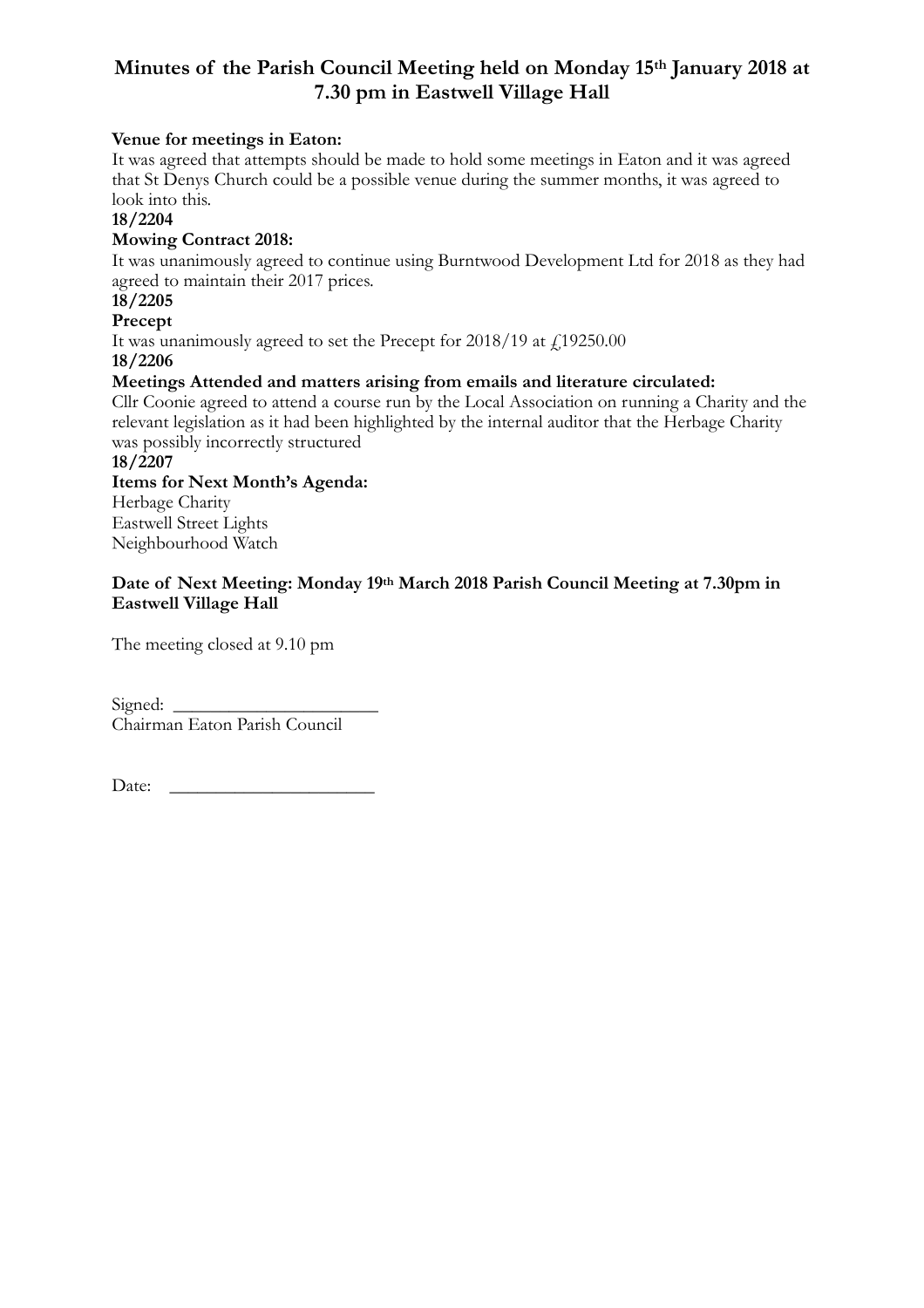# Minutes of the Parish Council Meeting held on Monday 15th January 2018 at 7.30 pm in Eastwell Village Hall

**Venue for meetings in Eaton:**
It was agreed that attempts should be made to hold some meetings in Eaton and it was agreed that St Denys Church could be a possible venue during the summer months, it was agreed to look into this.

**18/2204**
**Mowing Contract 2018:**
It was unanimously agreed to continue using Burntwood Development Ltd for 2018 as they had agreed to maintain their 2017 prices.

**18/2205**
**Precept**
It was unanimously agreed to set the Precept for 2018/19 at £19250.00

**18/2206**
**Meetings Attended and matters arising from emails and literature circulated:**
Cllr Coonie agreed to attend a course run by the Local Association on running a Charity and the relevant legislation as it had been highlighted by the internal auditor that the Herbage Charity was possibly incorrectly structured

**18/2207**
**Items for Next Month's Agenda:**
Herbage Charity
Eastwell Street Lights
Neighbourhood Watch

**Date of Next Meeting: Monday 19th March 2018 Parish Council Meeting at 7.30pm in Eastwell Village Hall**

The meeting closed at 9.10 pm

Signed: ______________________
Chairman Eaton Parish Council

Date: ______________________